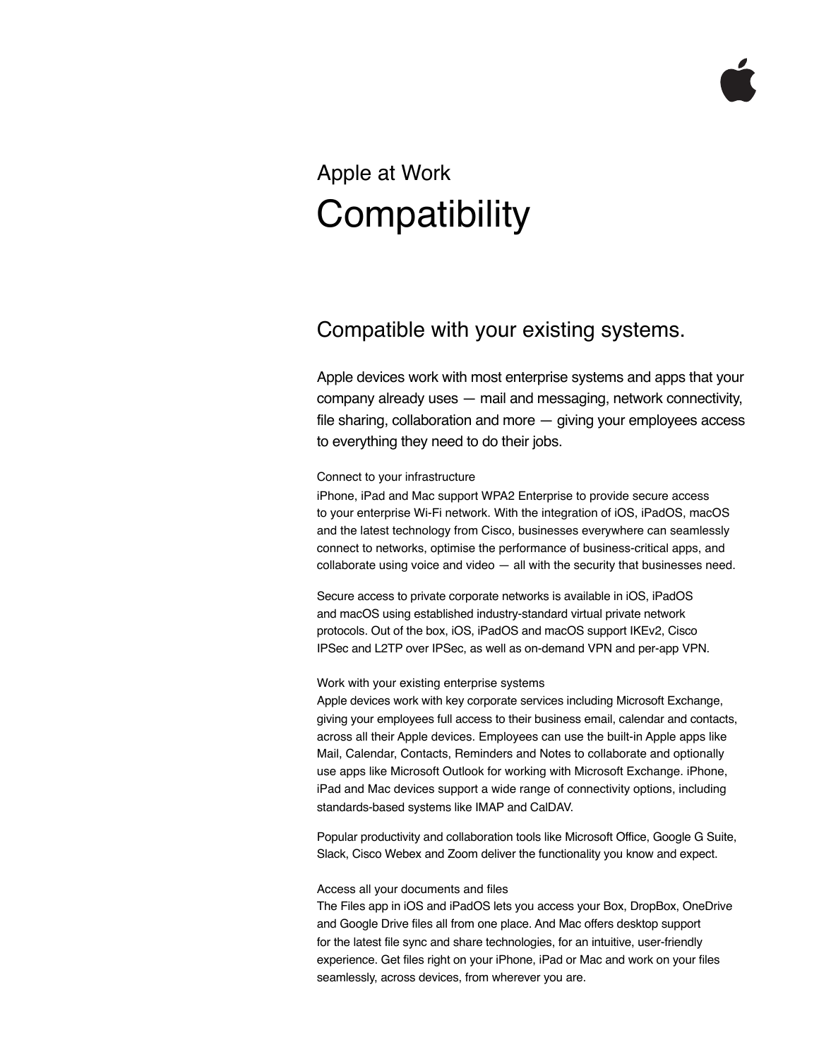Apple at Work

# Compatibility

## Compatible with your existing systems.

Apple devices work with most enterprise systems and apps that your company already uses — mail and messaging, network connectivity, file sharing, collaboration and more — giving your employees access to everything they need to do their jobs.

### Connect to your infrastructure

iPhone, iPad and Mac support WPA2 Enterprise to provide secure access to your enterprise Wi-Fi network. With the integration of iOS, iPadOS, macOS and the latest technology from Cisco, businesses everywhere can seamlessly connect to networks, optimise the performance of business-critical apps, and collaborate using voice and video — all with the security that businesses need.

Secure access to private corporate networks is available in iOS, iPadOS and macOS using established industry-standard virtual private network protocols. Out of the box, iOS, iPadOS and macOS support IKEv2, Cisco IPSec and L2TP over IPSec, as well as on-demand VPN and per-app VPN.

### Work with your existing enterprise systems

Apple devices work with key corporate services including Microsoft Exchange, giving your employees full access to their business email, calendar and contacts, across all their Apple devices. Employees can use the built-in Apple apps like Mail, Calendar, Contacts, Reminders and Notes to collaborate and optionally use apps like Microsoft Outlook for working with Microsoft Exchange. iPhone, iPad and Mac devices support a wide range of connectivity options, including standards-based systems like IMAP and CalDAV.

Popular productivity and collaboration tools like Microsoft Office, Google G Suite, Slack, Cisco Webex and Zoom deliver the functionality you know and expect.

### Access all your documents and files

The Files app in iOS and iPadOS lets you access your Box, DropBox, OneDrive and Google Drive files all from one place. And Mac offers desktop support for the latest file sync and share technologies, for an intuitive, user-friendly experience. Get files right on your iPhone, iPad or Mac and work on your files seamlessly, across devices, from wherever you are.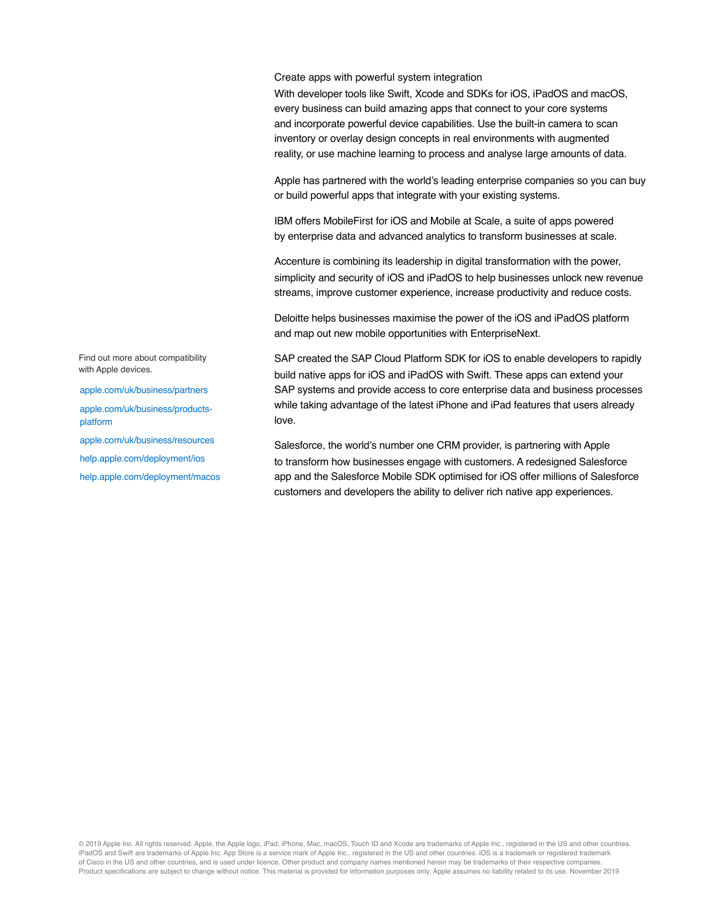## Create apps with powerful system integration

With developer tools like Swift, Xcode and SDKs for iOS, iPadOS and macOS, every business can build amazing apps that connect to your core systems and incorporate powerful device capabilities. Use the built-in camera to scan inventory or overlay design concepts in real environments with augmented reality, or use machine learning to process and analyse large amounts of data.

Apple has partnered with the world's leading enterprise companies so you can buy or build powerful apps that integrate with your existing systems.

IBM offers MobileFirst for iOS and Mobile at Scale, a suite of apps powered by enterprise data and advanced analytics to transform businesses at scale.

Accenture is combining its leadership in digital transformation with the power, simplicity and security of iOS and iPadOS to help businesses unlock new revenue streams, improve customer experience, increase productivity and reduce costs.

Deloitte helps businesses maximise the power of the iOS and iPadOS platform and map out new mobile opportunities with EnterpriseNext.

SAP created the SAP Cloud Platform SDK for iOS to enable developers to rapidly build native apps for iOS and iPadOS with Swift. These apps can extend your SAP systems and provide access to core enterprise data and business processes while taking advantage of the latest iPhone and iPad features that users already love.

Salesforce, the world's number one CRM provider, is partnering with Apple to transform how businesses engage with customers. A redesigned Salesforce app and the Salesforce Mobile SDK optimised for iOS offer millions of Salesforce customers and developers the ability to deliver rich native app experiences.

Find out more about compatibility with Apple devices.

apple.com/uk/business/partners

apple.com/uk/business/products-platform

apple.com/uk/business/resources

help.apple.com/deployment/ios

help.apple.com/deployment/macos

© 2019 Apple Inc. All rights reserved. Apple, the Apple logo, iPad, iPhone, Mac, macOS, Touch ID and Xcode are trademarks of Apple Inc., registered in the US and other countries. iPadOS and Swift are trademarks of Apple Inc. App Store is a service mark of Apple Inc., registered in the US and other countries. iOS is a trademark or registered trademark of Cisco in the US and other countries, and is used under licence. Other product and company names mentioned herein may be trademarks of their respective companies. Product specifications are subject to change without notice. This material is provided for information purposes only; Apple assumes no liability related to its use. November 2019